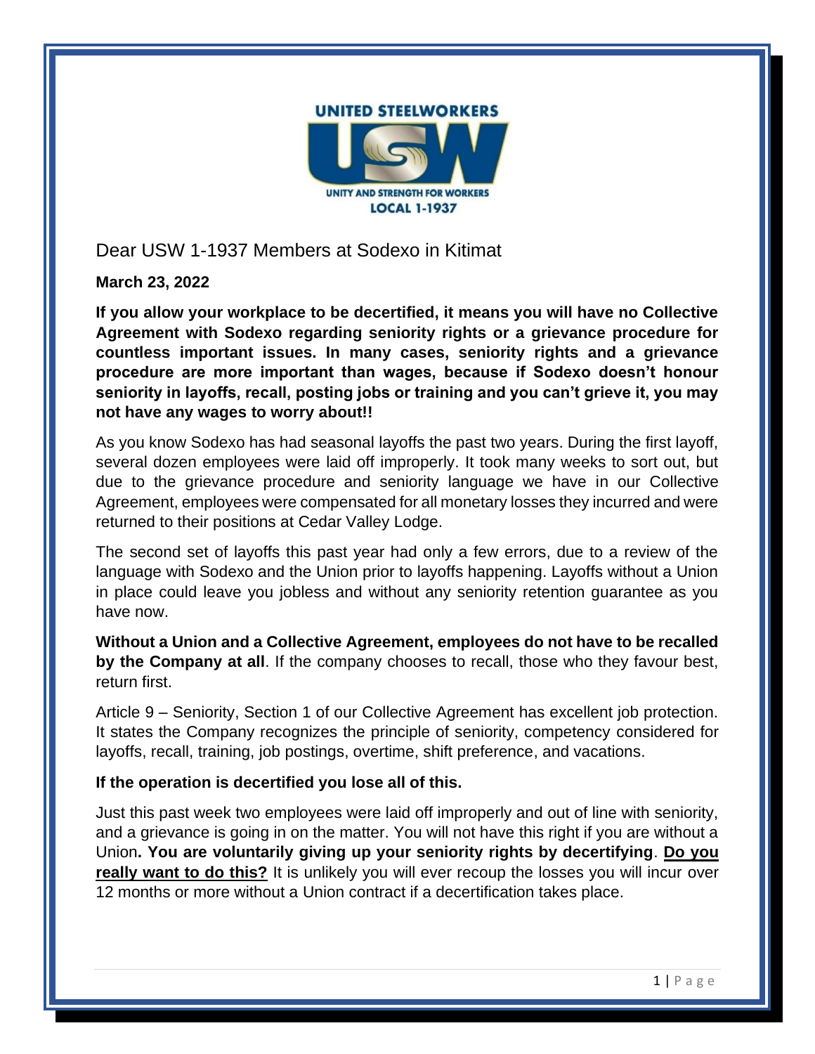UNITED STEELWORKERS

USW

UNITY AND STRENGTH FOR WORKERS

LOCAL 1-1937

Dear USW 1-1937 Members at Sodexo in Kitimat

**March 23, 2022**

**If you allow your workplace to be decertified, it means you will have no Collective Agreement with Sodexo regarding seniority rights or a grievance procedure for countless important issues. In many cases, seniority rights and a grievance procedure are more important than wages, because if Sodexo doesn't honour seniority in layoffs, recall, posting jobs or training and you can't grieve it, you may not have any wages to worry about!!**

As you know Sodexo has had seasonal layoffs the past two years. During the first layoff, several dozen employees were laid off improperly. It took many weeks to sort out, but due to the grievance procedure and seniority language we have in our Collective Agreement, employees were compensated for all monetary losses they incurred and were returned to their positions at Cedar Valley Lodge.

The second set of layoffs this past year had only a few errors, due to a review of the language with Sodexo and the Union prior to layoffs happening. Layoffs without a Union in place could leave you jobless and without any seniority retention guarantee as you have now.

**Without a Union and a Collective Agreement, employees do not have to be recalled by the Company at all**. If the company chooses to recall, those who they favour best, return first.

Article 9 – Seniority, Section 1 of our Collective Agreement has excellent job protection. It states the Company recognizes the principle of seniority, competency considered for layoffs, recall, training, job postings, overtime, shift preference, and vacations.

**If the operation is decertified you lose all of this.**

Just this past week two employees were laid off improperly and out of line with seniority, and a grievance is going in on the matter. You will not have this right if you are without a Union**. You are voluntarily giving up your seniority rights by decertifying**. <u>**Do you really want to do this?**</u> It is unlikely you will ever recoup the losses you will incur over 12 months or more without a Union contract if a decertification takes place.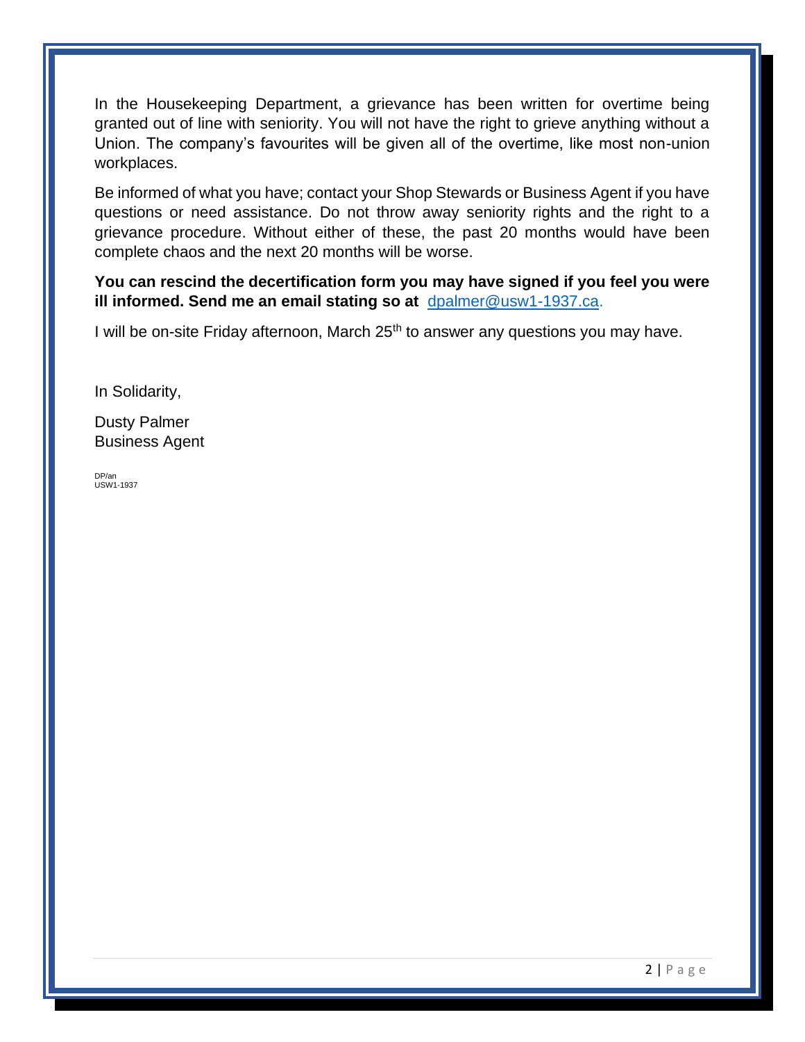In the Housekeeping Department, a grievance has been written for overtime being granted out of line with seniority. You will not have the right to grieve anything without a Union. The company's favourites will be given all of the overtime, like most non-union workplaces.

Be informed of what you have; contact your Shop Stewards or Business Agent if you have questions or need assistance. Do not throw away seniority rights and the right to a grievance procedure. Without either of these, the past 20 months would have been complete chaos and the next 20 months will be worse.

**You can rescind the decertification form you may have signed if you feel you were ill informed. Send me an email stating so at** dpalmer@usw1-1937.ca.

I will be on-site Friday afternoon, March 25th to answer any questions you may have.

In Solidarity,

Dusty Palmer
Business Agent

DP/an
USW1-1937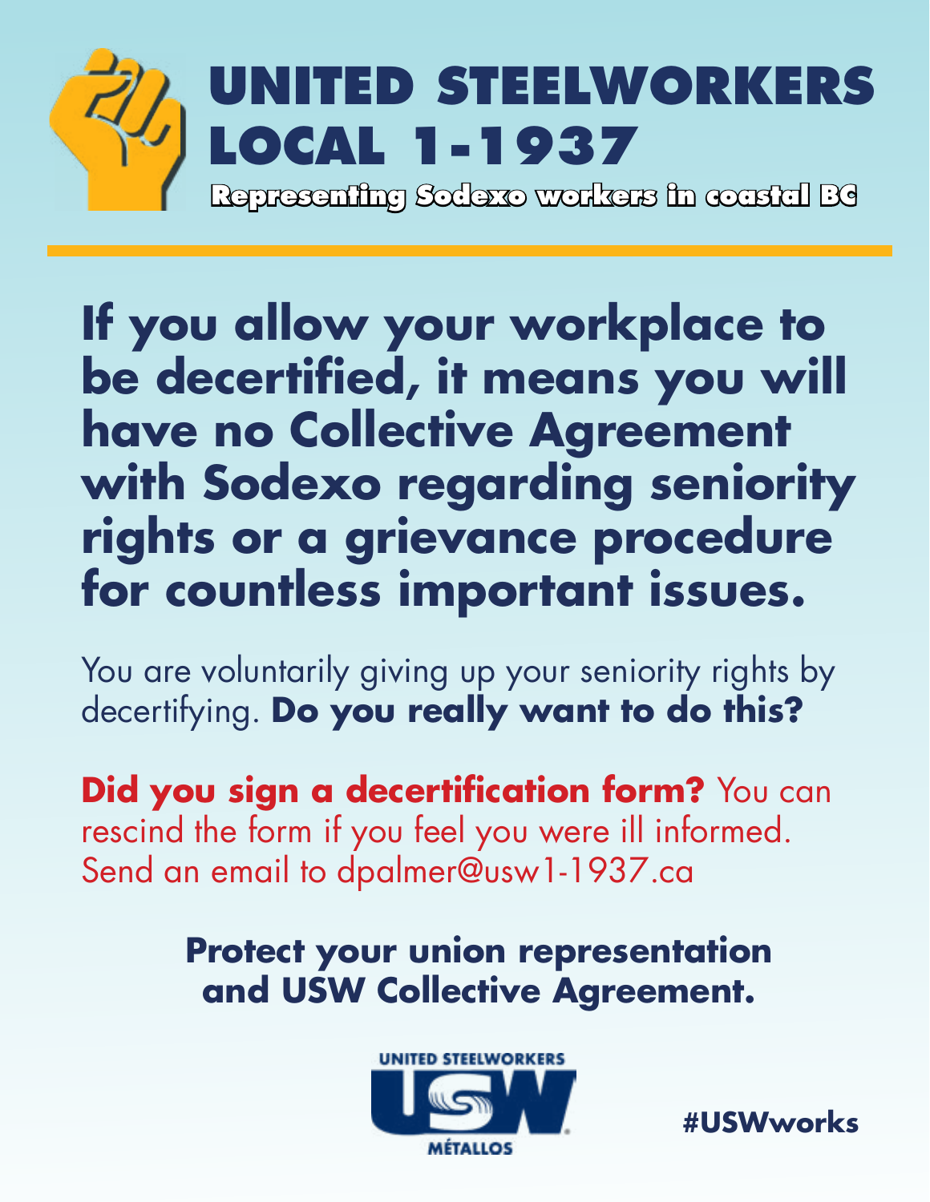# UNITED STEELWORKERS LOCAL 1-1937

**Representing Sodexo workers in coastal BC**

## If you allow your workplace to be decertified, it means you will have no Collective Agreement with Sodexo regarding seniority rights or a grievance procedure for countless important issues.

You are voluntarily giving up your seniority rights by decertifying. **Do you really want to do this?**

**Did you sign a decertification form?** You can rescind the form if you feel you were ill informed. Send an email to dpalmer@usw1-1937.ca

**Protect your union representation and USW Collective Agreement.**

UNITED STEELWORKERS
USW
MÉTALLOS

**#USWworks**